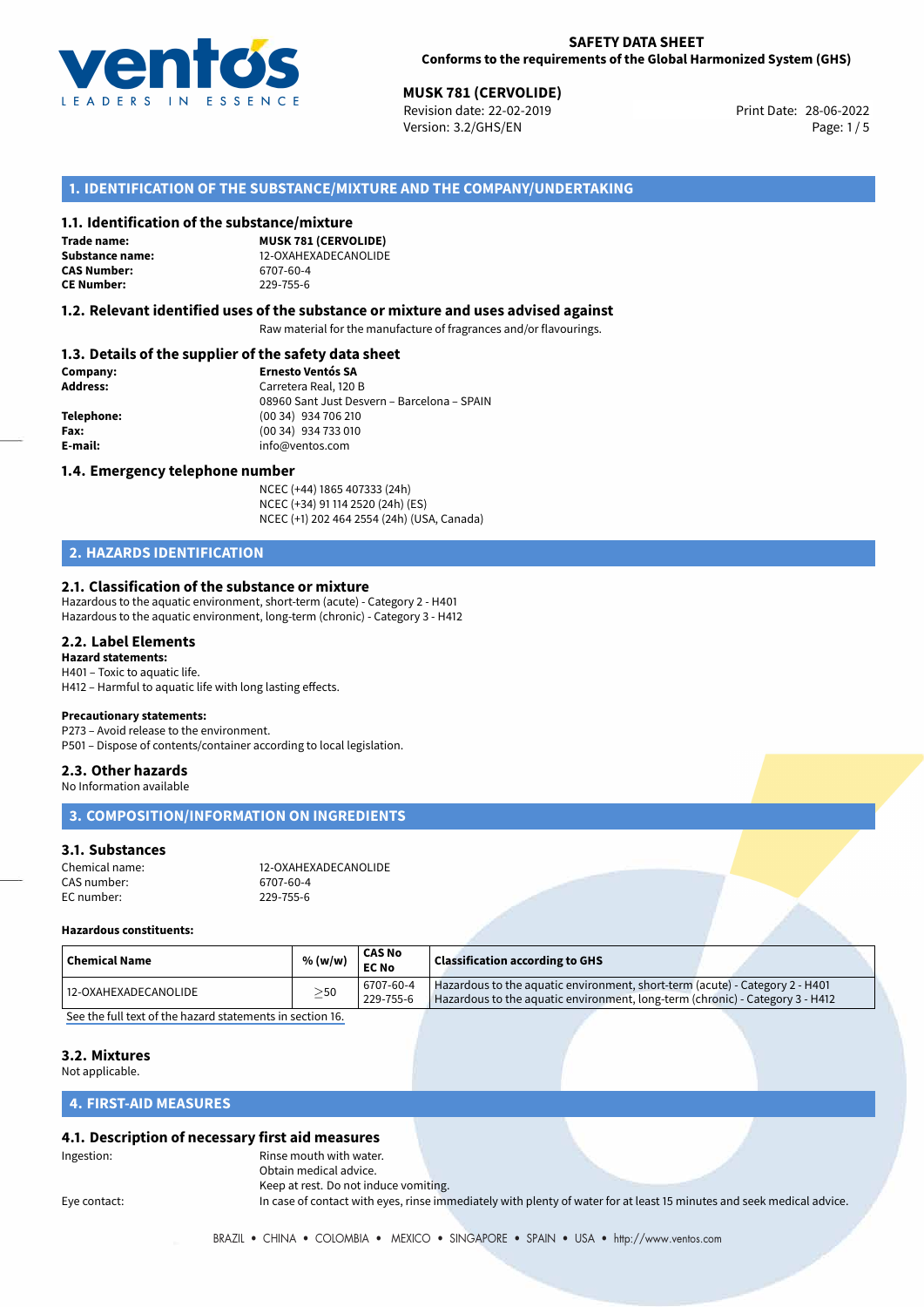# SAFETY DATA SHEET
**Conforms to the requirements of the Global Harmonized System (GHS)**

**MUSK 781 (CERVOLIDE)**
Revision date: 22-02-2019
Version: 3.2/GHS/EN
Print Date: 28-06-2022

## 1. IDENTIFICATION OF THE SUBSTANCE/MIXTURE AND THE COMPANY/UNDERTAKING

### 1.1. Identification of the substance/mixture

**Trade name:** **MUSK 781 (CERVOLIDE)**
**Substance name:** 12-OXAHEXADECANOLIDE
**CAS Number:** 6707-60-4
**CE Number:** 229-755-6

### 1.2. Relevant identified uses of the substance or mixture and uses advised against

Raw material for the manufacture of fragrances and/or flavourings.

### 1.3. Details of the supplier of the safety data sheet

**Company:** **Ernesto Ventós SA**
**Address:** Carretera Real, 120 B
08960 Sant Just Desvern – Barcelona – SPAIN
**Telephone:** (00 34) 934 706 210
**Fax:** (00 34) 934 733 010
**E-mail:** info@ventos.com

### 1.4. Emergency telephone number

NCEC (+44) 1865 407333 (24h)
NCEC (+34) 91 114 2520 (24h) (ES)
NCEC (+1) 202 464 2554 (24h) (USA, Canada)

## 2. HAZARDS IDENTIFICATION

### 2.1. Classification of the substance or mixture

Hazardous to the aquatic environment, short-term (acute) - Category 2 - H401
Hazardous to the aquatic environment, long-term (chronic) - Category 3 - H412

### 2.2. Label Elements

**Hazard statements:**
H401 – Toxic to aquatic life.
H412 – Harmful to aquatic life with long lasting effects.

**Precautionary statements:**
P273 – Avoid release to the environment.
P501 – Dispose of contents/container according to local legislation.

### 2.3. Other hazards

No Information available

## 3. COMPOSITION/INFORMATION ON INGREDIENTS

### 3.1. Substances

Chemical name: 12-OXAHEXADECANOLIDE
CAS number: 6707-60-4
EC number: 229-755-6

**Hazardous constituents:**

| Chemical Name | % (w/w) | CAS No EC No | Classification according to GHS |
|---|---|---|---|
| 12-OXAHEXADECANOLIDE | $\geq$50 | 6707-60-4 229-755-6 | Hazardous to the aquatic environment, short-term (acute) - Category 2 - H401 Hazardous to the aquatic environment, long-term (chronic) - Category 3 - H412 |

See the full text of the hazard statements in section 16.

### 3.2. Mixtures

Not applicable.

## 4. FIRST-AID MEASURES

### 4.1. Description of necessary first aid measures

Ingestion: Rinse mouth with water.
Obtain medical advice.
Keep at rest. Do not induce vomiting.

Eye contact: In case of contact with eyes, rinse immediately with plenty of water for at least 15 minutes and seek medical advice.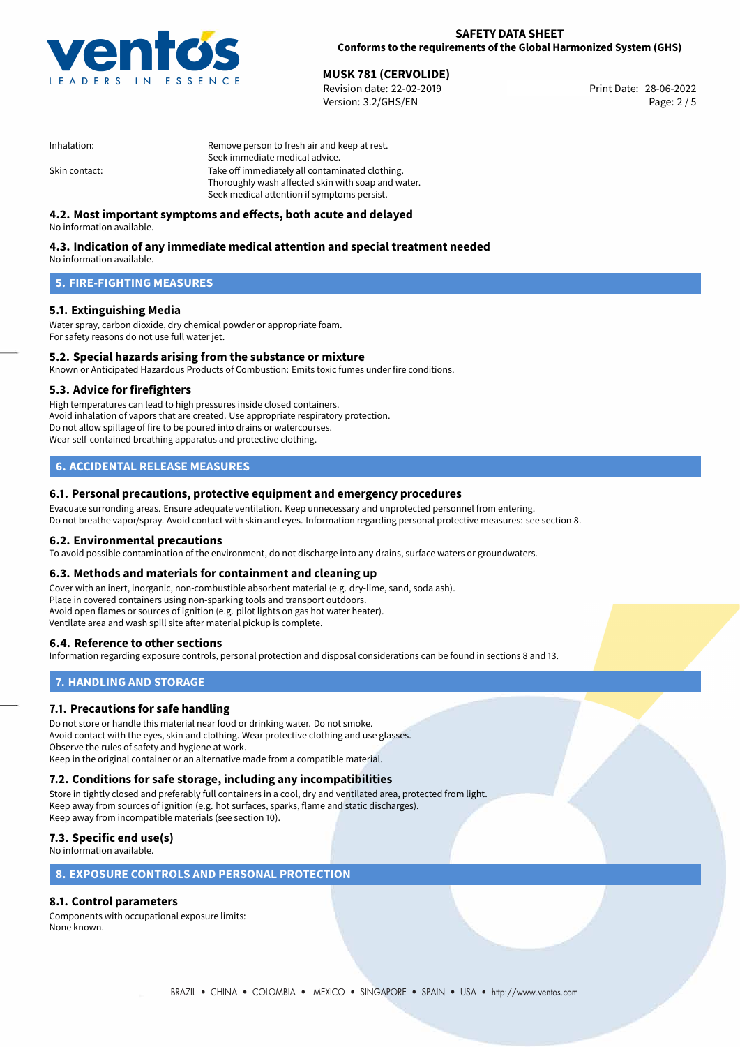| | |
|---|---|
| Inhalation: | Remove person to fresh air and keep at rest.<br>Seek immediate medical advice. |
| Skin contact: | Take off immediately all contaminated clothing.<br>Thoroughly wash affected skin with soap and water.<br>Seek medical attention if symptoms persist. |

### 4.2. Most important symptoms and effects, both acute and delayed

No information available.

### 4.3. Indication of any immediate medical attention and special treatment needed

No information available.

## 5. FIRE-FIGHTING MEASURES

### 5.1. Extinguishing Media

Water spray, carbon dioxide, dry chemical powder or appropriate foam.
For safety reasons do not use full water jet.

### 5.2. Special hazards arising from the substance or mixture

Known or Anticipated Hazardous Products of Combustion: Emits toxic fumes under fire conditions.

### 5.3. Advice for firefighters

High temperatures can lead to high pressures inside closed containers.
Avoid inhalation of vapors that are created. Use appropriate respiratory protection.
Do not allow spillage of fire to be poured into drains or watercourses.
Wear self-contained breathing apparatus and protective clothing.

## 6. ACCIDENTAL RELEASE MEASURES

### 6.1. Personal precautions, protective equipment and emergency procedures

Evacuate surronding areas. Ensure adequate ventilation. Keep unnecessary and unprotected personnel from entering.
Do not breathe vapor/spray. Avoid contact with skin and eyes. Information regarding personal protective measures: see section 8.

### 6.2. Environmental precautions

To avoid possible contamination of the environment, do not discharge into any drains, surface waters or groundwaters.

### 6.3. Methods and materials for containment and cleaning up

Cover with an inert, inorganic, non-combustible absorbent material (e.g. dry-lime, sand, soda ash).
Place in covered containers using non-sparking tools and transport outdoors.
Avoid open flames or sources of ignition (e.g. pilot lights on gas hot water heater).
Ventilate area and wash spill site after material pickup is complete.

### 6.4. Reference to other sections

Information regarding exposure controls, personal protection and disposal considerations can be found in sections 8 and 13.

## 7. HANDLING AND STORAGE

### 7.1. Precautions for safe handling

Do not store or handle this material near food or drinking water. Do not smoke.
Avoid contact with the eyes, skin and clothing. Wear protective clothing and use glasses.
Observe the rules of safety and hygiene at work.
Keep in the original container or an alternative made from a compatible material.

### 7.2. Conditions for safe storage, including any incompatibilities

Store in tightly closed and preferably full containers in a cool, dry and ventilated area, protected from light.
Keep away from sources of ignition (e.g. hot surfaces, sparks, flame and static discharges).
Keep away from incompatible materials (see section 10).

### 7.3. Specific end use(s)

No information available.

## 8. EXPOSURE CONTROLS AND PERSONAL PROTECTION

### 8.1. Control parameters

Components with occupational exposure limits:
None known.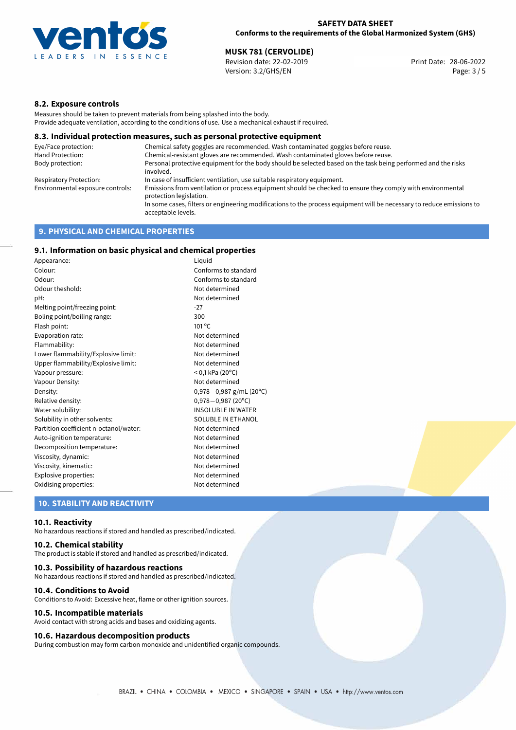## 8.2. Exposure controls

Measures should be taken to prevent materials from being splashed into the body.
Provide adequate ventilation, according to the conditions of use. Use a mechanical exhaust if required.

## 8.3. Individual protection measures, such as personal protective equipment

| | |
|---|---|
| Eye/Face protection: | Chemical safety goggles are recommended. Wash contaminated goggles before reuse. |
| Hand Protection: | Chemical-resistant gloves are recommended. Wash contaminated gloves before reuse. |
| Body protection: | Personal protective equipment for the body should be selected based on the task being performed and the risks involved. |
| Respiratory Protection: | In case of insufficient ventilation, use suitable respiratory equipment. |
| Environmental exposure controls: | Emissions from ventilation or process equipment should be checked to ensure they comply with environmental protection legislation. In some cases, filters or engineering modifications to the process equipment will be necessary to reduce emissions to acceptable levels. |

# 9. PHYSICAL AND CHEMICAL PROPERTIES

## 9.1. Information on basic physical and chemical properties

| | |
|---|---|
| Appearance: | Liquid |
| Colour: | Conforms to standard |
| Odour: | Conforms to standard |
| Odour theshold: | Not determined |
| pH: | Not determined |
| Melting point/freezing point: | -27 |
| Boling point/boiling range: | 300 |
| Flash point: | 101 °C |
| Evaporation rate: | Not determined |
| Flammability: | Not determined |
| Lower flammability/Explosive limit: | Not determined |
| Upper flammability/Explosive limit: | Not determined |
| Vapour pressure: | < 0,1 kPa (20°C) |
| Vapour Density: | Not determined |
| Density: | 0,978−0,987 g/mL (20°C) |
| Relative density: | 0,978−0,987 (20°C) |
| Water solubility: | INSOLUBLE IN WATER |
| Solubility in other solvents: | SOLUBLE IN ETHANOL |
| Partition coefficient n-octanol/water: | Not determined |
| Auto-ignition temperature: | Not determined |
| Decomposition temperature: | Not determined |
| Viscosity, dynamic: | Not determined |
| Viscosity, kinematic: | Not determined |
| Explosive properties: | Not determined |
| Oxidising properties: | Not determined |

# 10. STABILITY AND REACTIVITY

## 10.1. Reactivity

No hazardous reactions if stored and handled as prescribed/indicated.

## 10.2. Chemical stability

The product is stable if stored and handled as prescribed/indicated.

## 10.3. Possibility of hazardous reactions

No hazardous reactions if stored and handled as prescribed/indicated.

## 10.4. Conditions to Avoid

Conditions to Avoid: Excessive heat, flame or other ignition sources.

## 10.5. Incompatible materials

Avoid contact with strong acids and bases and oxidizing agents.

## 10.6. Hazardous decomposition products

During combustion may form carbon monoxide and unidentified organic compounds.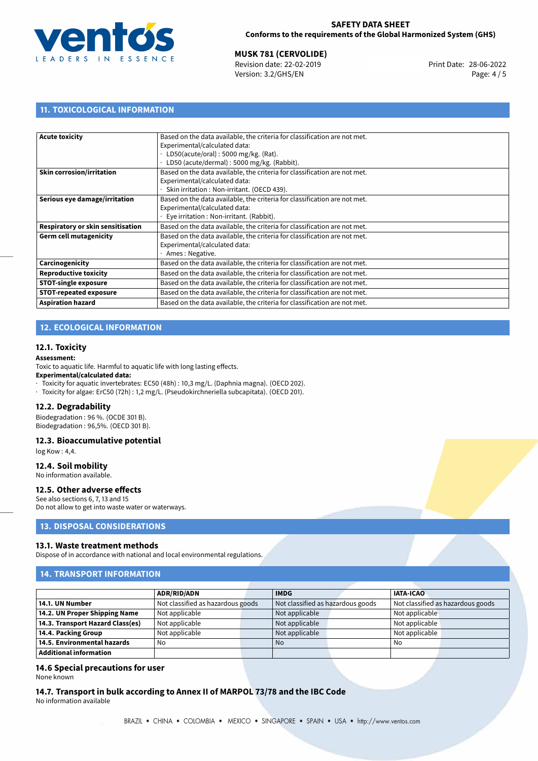## 11. TOXICOLOGICAL INFORMATION

| | |
|---|---|
| **Acute toxicity** | Based on the data available, the criteria for classification are not met.<br>Experimental/calculated data:<br>· LD50(acute/oral) : 5000 mg/kg. (Rat).<br>· LD50 (acute/dermal) : 5000 mg/kg. (Rabbit). |
| **Skin corrosion/irritation** | Based on the data available, the criteria for classification are not met.<br>Experimental/calculated data:<br>· Skin irritation : Non-irritant. (OECD 439). |
| **Serious eye damage/irritation** | Based on the data available, the criteria for classification are not met.<br>Experimental/calculated data:<br>· Eye irritation : Non-irritant. (Rabbit). |
| **Respiratory or skin sensitisation** | Based on the data available, the criteria for classification are not met. |
| **Germ cell mutagenicity** | Based on the data available, the criteria for classification are not met.<br>Experimental/calculated data:<br>· Ames : Negative. |
| **Carcinogenicity** | Based on the data available, the criteria for classification are not met. |
| **Reproductive toxicity** | Based on the data available, the criteria for classification are not met. |
| **STOT-single exposure** | Based on the data available, the criteria for classification are not met. |
| **STOT-repeated exposure** | Based on the data available, the criteria for classification are not met. |
| **Aspiration hazard** | Based on the data available, the criteria for classification are not met. |

## 12. ECOLOGICAL INFORMATION

### 12.1. Toxicity

**Assessment:**
Toxic to aquatic life. Harmful to aquatic life with long lasting effects.
**Experimental/calculated data:**
· Toxicity for aquatic invertebrates: EC50 (48h) : 10,3 mg/L. (Daphnia magna). (OECD 202).
· Toxicity for algae: ErC50 (72h) : 1,2 mg/L. (Pseudokirchneriella subcapitata). (OECD 201).

### 12.2. Degradability

Biodegradation : 96 %. (OCDE 301 B).
Biodegradation : 96,5%. (OECD 301 B).

### 12.3. Bioaccumulative potential

log Kow : 4,4.

### 12.4. Soil mobility

No information available.

### 12.5. Other adverse effects

See also sections 6, 7, 13 and 15
Do not allow to get into waste water or waterways.

## 13. DISPOSAL CONSIDERATIONS

### 13.1. Waste treatment methods

Dispose of in accordance with national and local environmental regulations.

## 14. TRANSPORT INFORMATION

| | ADR/RID/ADN | IMDG | IATA-ICAO |
|---|---|---|---|
| **14.1. UN Number** | Not classified as hazardous goods | Not classified as hazardous goods | Not classified as hazardous goods |
| **14.2. UN Proper Shipping Name** | Not applicable | Not applicable | Not applicable |
| **14.3. Transport Hazard Class(es)** | Not applicable | Not applicable | Not applicable |
| **14.4. Packing Group** | Not applicable | Not applicable | Not applicable |
| **14.5. Environmental hazards** | No | No | No |
| **Additional information** | | | |

### 14.6 Special precautions for user

None known

### 14.7. Transport in bulk according to Annex II of MARPOL 73/78 and the IBC Code

No information available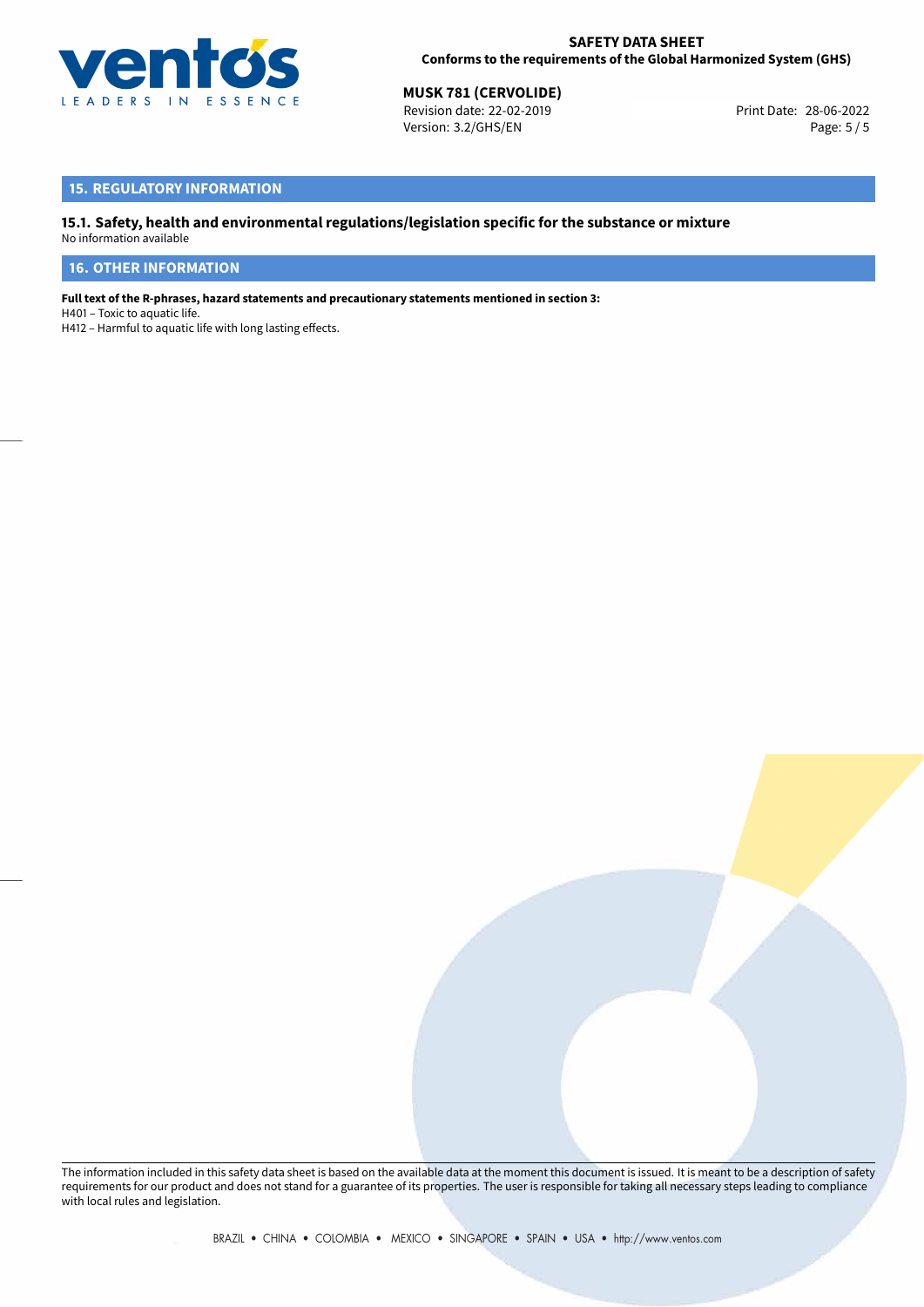## 15. REGULATORY INFORMATION

### 15.1. Safety, health and environmental regulations/legislation specific for the substance or mixture

No information available

## 16. OTHER INFORMATION

**Full text of the R-phrases, hazard statements and precautionary statements mentioned in section 3:**

H401 – Toxic to aquatic life.
H412 – Harmful to aquatic life with long lasting effects.

The information included in this safety data sheet is based on the available data at the moment this document is issued. It is meant to be a description of safety requirements for our product and does not stand for a guarantee of its properties. The user is responsible for taking all necessary steps leading to compliance with local rules and legislation.